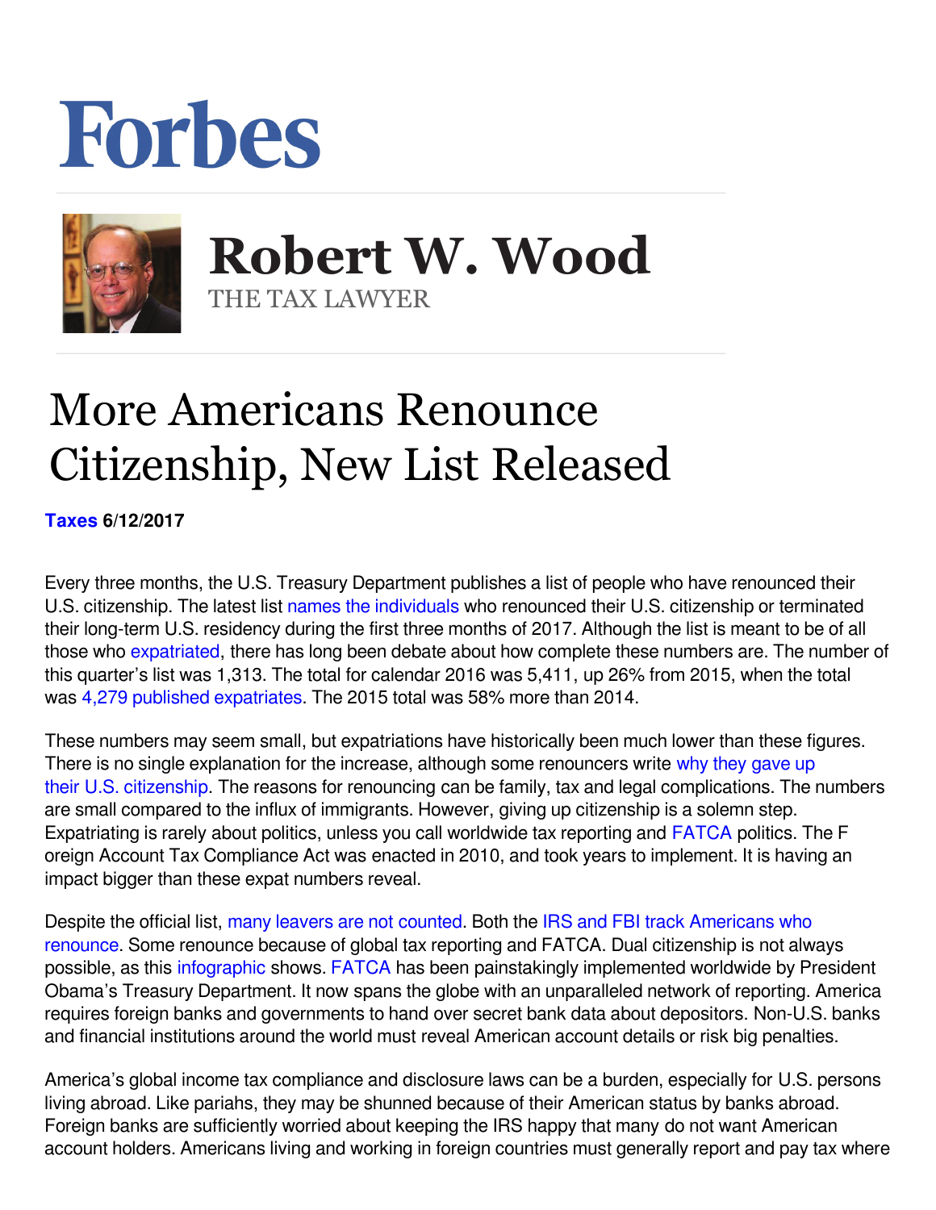# Forbes

## Robert W. Wood

THE TAX LAWYER

# More Americans Renounce Citizenship, New List Released

**Taxes 6/12/2017**

Every three months, the U.S. Treasury Department publishes a list of people who have renounced their U.S. citizenship. The latest list names the individuals who renounced their U.S. citizenship or terminated their long-term U.S. residency during the first three months of 2017. Although the list is meant to be of all those who expatriated, there has long been debate about how complete these numbers are. The number of this quarter's list was 1,313. The total for calendar 2016 was 5,411, up 26% from 2015, when the total was 4,279 published expatriates. The 2015 total was 58% more than 2014.

These numbers may seem small, but expatriations have historically been much lower than these figures. There is no single explanation for the increase, although some renouncers write why they gave up their U.S. citizenship. The reasons for renouncing can be family, tax and legal complications. The numbers are small compared to the influx of immigrants. However, giving up citizenship is a solemn step. Expatriating is rarely about politics, unless you call worldwide tax reporting and FATCA politics. The F oreign Account Tax Compliance Act was enacted in 2010, and took years to implement. It is having an impact bigger than these expat numbers reveal.

Despite the official list, many leavers are not counted. Both the IRS and FBI track Americans who renounce. Some renounce because of global tax reporting and FATCA. Dual citizenship is not always possible, as this infographic shows. FATCA has been painstakingly implemented worldwide by President Obama's Treasury Department. It now spans the globe with an unparalleled network of reporting. America requires foreign banks and governments to hand over secret bank data about depositors. Non-U.S. banks and financial institutions around the world must reveal American account details or risk big penalties.

America's global income tax compliance and disclosure laws can be a burden, especially for U.S. persons living abroad. Like pariahs, they may be shunned because of their American status by banks abroad. Foreign banks are sufficiently worried about keeping the IRS happy that many do not want American account holders. Americans living and working in foreign countries must generally report and pay tax where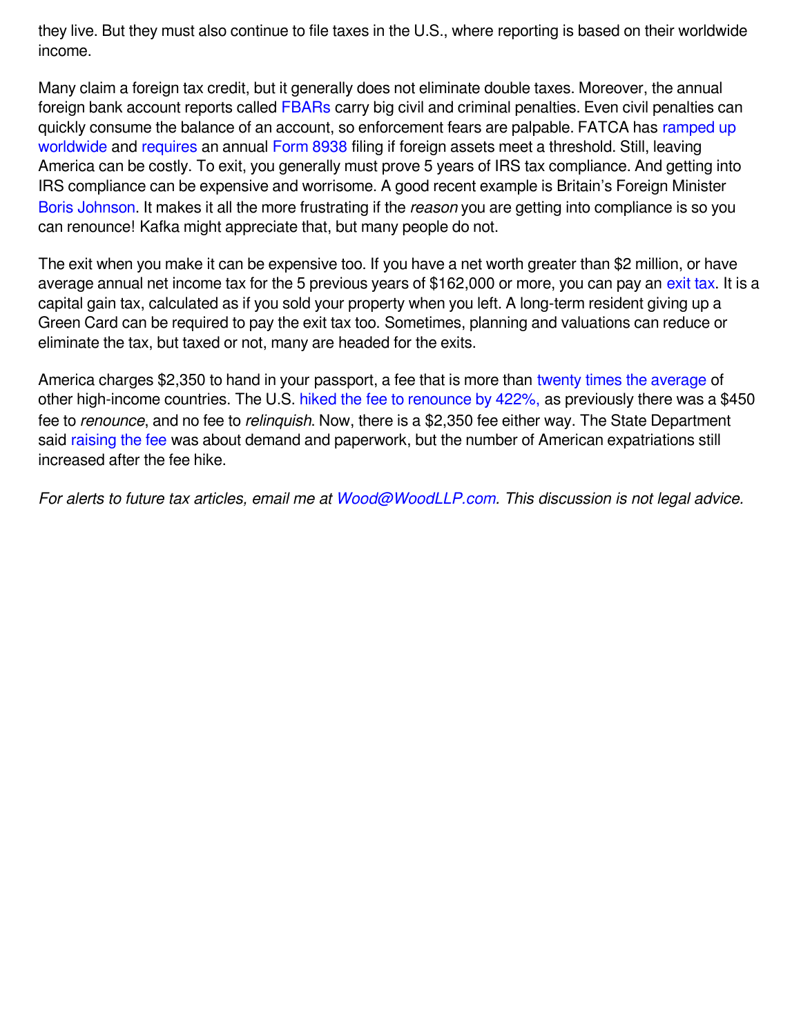they live. But they must also continue to file taxes in the U.S., where reporting is based on their worldwide income.

Many claim a foreign tax credit, but it generally does not eliminate double taxes. Moreover, the annual foreign bank account reports called FBARs carry big civil and criminal penalties. Even civil penalties can quickly consume the balance of an account, so enforcement fears are palpable. FATCA has ramped up worldwide and requires an annual Form 8938 filing if foreign assets meet a threshold. Still, leaving America can be costly. To exit, you generally must prove 5 years of IRS tax compliance. And getting into IRS compliance can be expensive and worrisome. A good recent example is Britain's Foreign Minister Boris Johnson. It makes it all the more frustrating if the *reason* you are getting into compliance is so you can renounce! Kafka might appreciate that, but many people do not.

The exit when you make it can be expensive too. If you have a net worth greater than $2 million, or have average annual net income tax for the 5 previous years of $162,000 or more, you can pay an exit tax. It is a capital gain tax, calculated as if you sold your property when you left. A long-term resident giving up a Green Card can be required to pay the exit tax too. Sometimes, planning and valuations can reduce or eliminate the tax, but taxed or not, many are headed for the exits.

America charges $2,350 to hand in your passport, a fee that is more than twenty times the average of other high-income countries. The U.S. hiked the fee to renounce by 422%, as previously there was a $450 fee to *renounce*, and no fee to *relinquish*. Now, there is a $2,350 fee either way. The State Department said raising the fee was about demand and paperwork, but the number of American expatriations still increased after the fee hike.

*For alerts to future tax articles, email me at Wood@WoodLLP.com. This discussion is not legal advice.*